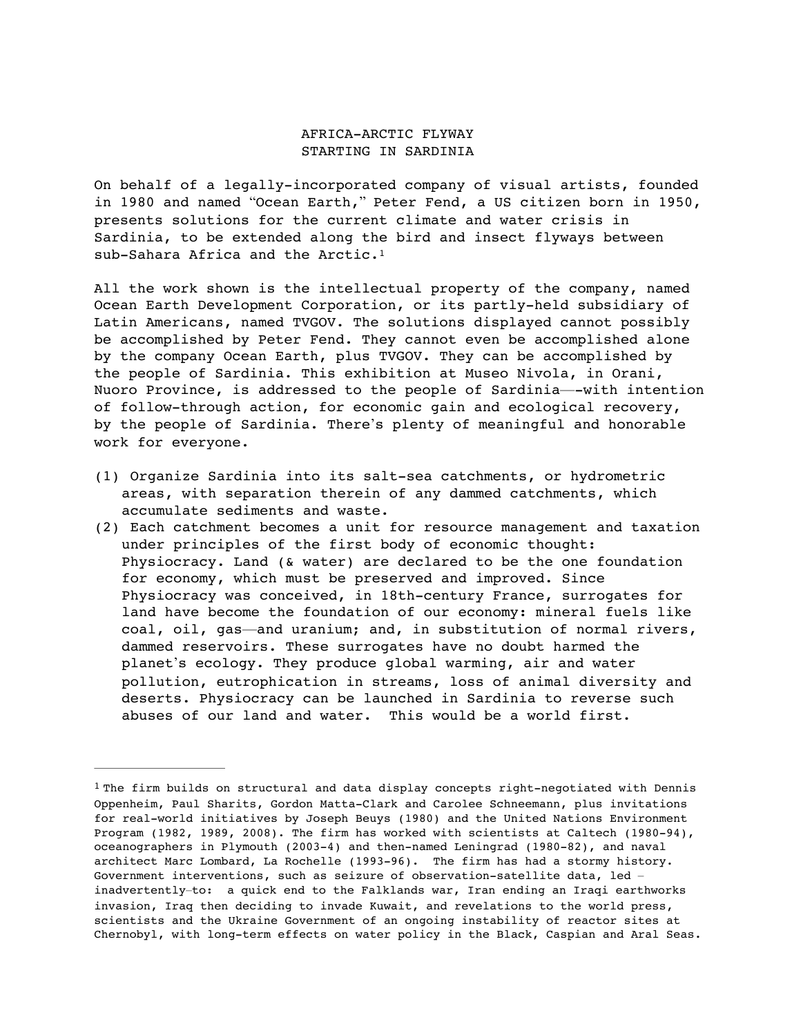# AFRICA-ARCTIC FLYWAY
# STARTING IN SARDINIA

On behalf of a legally-incorporated company of visual artists, founded in 1980 and named "Ocean Earth," Peter Fend, a US citizen born in 1950, presents solutions for the current climate and water crisis in Sardinia, to be extended along the bird and insect flyways between sub-Sahara Africa and the Arctic.[1]

All the work shown is the intellectual property of the company, named Ocean Earth Development Corporation, or its partly-held subsidiary of Latin Americans, named TVGOV. The solutions displayed cannot possibly be accomplished by Peter Fend. They cannot even be accomplished alone by the company Ocean Earth, plus TVGOV. They can be accomplished by the people of Sardinia. This exhibition at Museo Nivola, in Orani, Nuoro Province, is addressed to the people of Sardinia—-with intention of follow-through action, for economic gain and ecological recovery, by the people of Sardinia. There's plenty of meaningful and honorable work for everyone.

(1) Organize Sardinia into its salt-sea catchments, or hydrometric areas, with separation therein of any dammed catchments, which accumulate sediments and waste.

(2) Each catchment becomes a unit for resource management and taxation under principles of the first body of economic thought: Physiocracy. Land (& water) are declared to be the one foundation for economy, which must be preserved and improved. Since Physiocracy was conceived, in 18th-century France, surrogates for land have become the foundation of our economy: mineral fuels like coal, oil, gas—and uranium; and, in substitution of normal rivers, dammed reservoirs. These surrogates have no doubt harmed the planet's ecology. They produce global warming, air and water pollution, eutrophication in streams, loss of animal diversity and deserts. Physiocracy can be launched in Sardinia to reverse such abuses of our land and water. This would be a world first.

---

[1] The firm builds on structural and data display concepts right-negotiated with Dennis Oppenheim, Paul Sharits, Gordon Matta-Clark and Carolee Schneemann, plus invitations for real-world initiatives by Joseph Beuys (1980) and the United Nations Environment Program (1982, 1989, 2008). The firm has worked with scientists at Caltech (1980-94), oceanographers in Plymouth (2003-4) and then-named Leningrad (1980-82), and naval architect Marc Lombard, La Rochelle (1993-96). The firm has had a stormy history. Government interventions, such as seizure of observation-satellite data, led – inadvertently–to: a quick end to the Falklands war, Iran ending an Iraqi earthworks invasion, Iraq then deciding to invade Kuwait, and revelations to the world press, scientists and the Ukraine Government of an ongoing instability of reactor sites at Chernobyl, with long-term effects on water policy in the Black, Caspian and Aral Seas.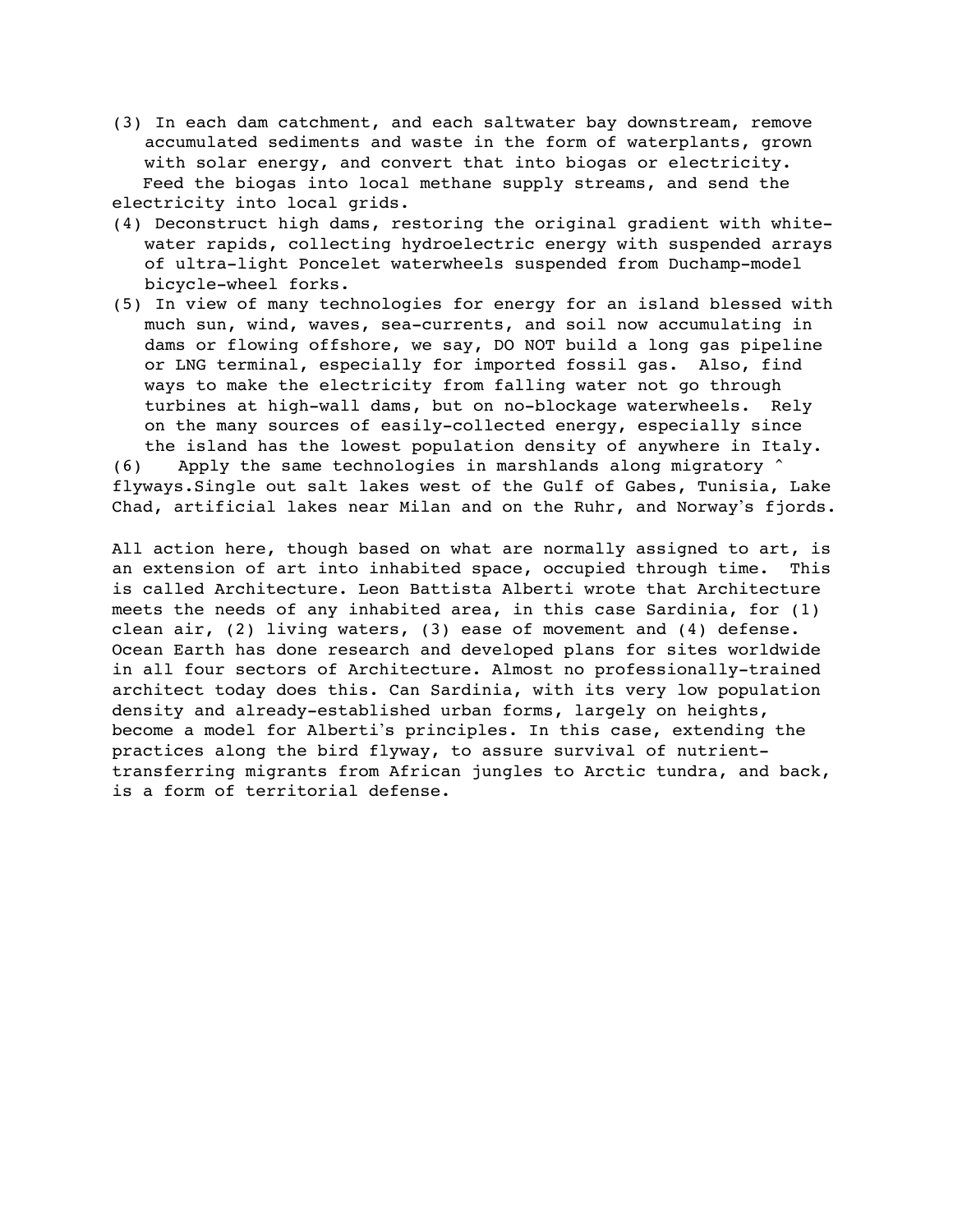(3) In each dam catchment, and each saltwater bay downstream, remove accumulated sediments and waste in the form of waterplants, grown with solar energy, and convert that into biogas or electricity. Feed the biogas into local methane supply streams, and send the electricity into local grids.

(4) Deconstruct high dams, restoring the original gradient with white-water rapids, collecting hydroelectric energy with suspended arrays of ultra-light Poncelet waterwheels suspended from Duchamp-model bicycle-wheel forks.

(5) In view of many technologies for energy for an island blessed with much sun, wind, waves, sea-currents, and soil now accumulating in dams or flowing offshore, we say, DO NOT build a long gas pipeline or LNG terminal, especially for imported fossil gas. Also, find ways to make the electricity from falling water not go through turbines at high-wall dams, but on no-blockage waterwheels. Rely on the many sources of easily-collected energy, especially since the island has the lowest population density of anywhere in Italy.

(6) Apply the same technologies in marshlands along migratory ^ flyways.Single out salt lakes west of the Gulf of Gabes, Tunisia, Lake Chad, artificial lakes near Milan and on the Ruhr, and Norway's fjords.

All action here, though based on what are normally assigned to art, is an extension of art into inhabited space, occupied through time. This is called Architecture. Leon Battista Alberti wrote that Architecture meets the needs of any inhabited area, in this case Sardinia, for (1) clean air, (2) living waters, (3) ease of movement and (4) defense. Ocean Earth has done research and developed plans for sites worldwide in all four sectors of Architecture. Almost no professionally-trained architect today does this. Can Sardinia, with its very low population density and already-established urban forms, largely on heights, become a model for Alberti's principles. In this case, extending the practices along the bird flyway, to assure survival of nutrient-transferring migrants from African jungles to Arctic tundra, and back, is a form of territorial defense.